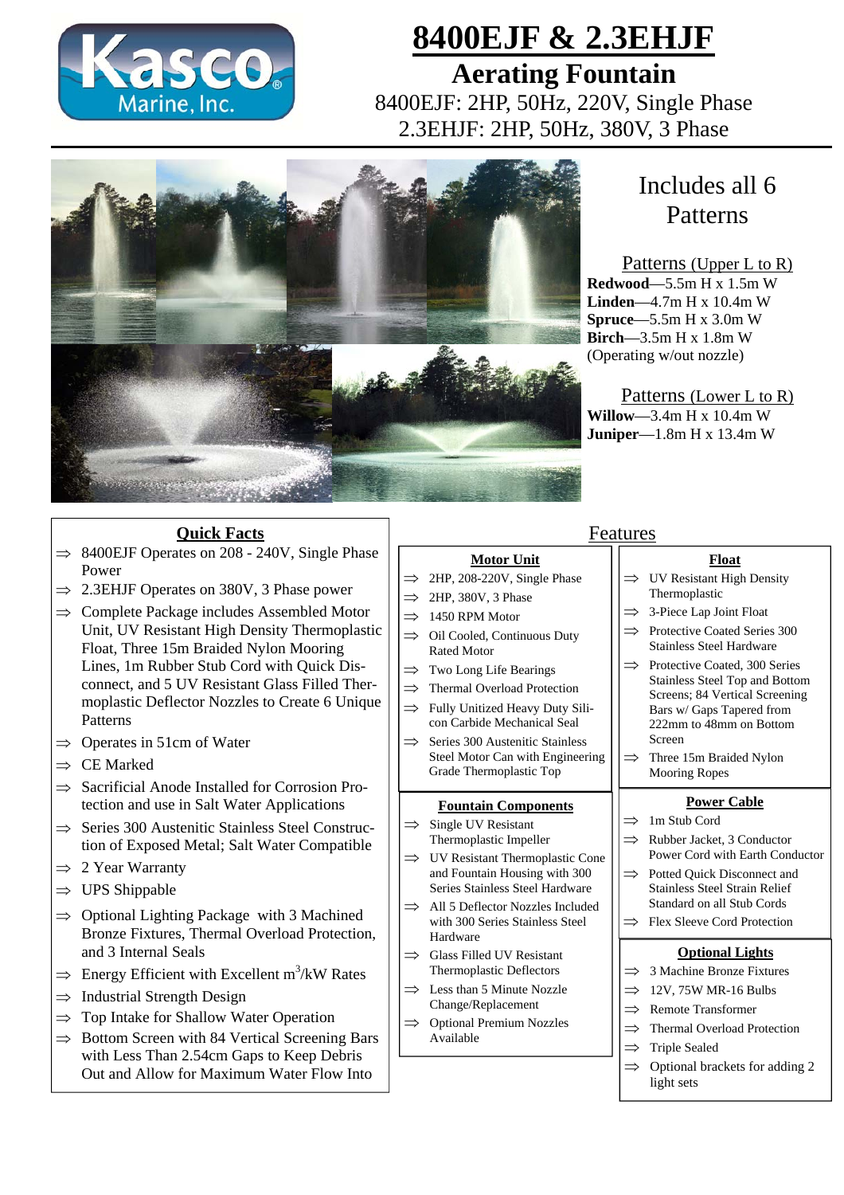# 8400EJF & 2.3EHJF

## Aerating Fountain

8400EJF: 2HP, 50Hz, 220V, Single Phase

2.3EHJF: 2HP, 50Hz, 380V, 3 Phase

## Includes all 6 Patterns

Patterns (Upper L to R)

**Redwood**—5.5m H x 1.5m W

**Linden**—4.7m H x 10.4m W

**Spruce**—5.5m H x 3.0m W

**Birch**—3.5m H x 1.8m W

(Operating w/out nozzle)

Patterns (Lower L to R)

**Willow**—3.4m H x 10.4m W

**Juniper**—1.8m H x 13.4m W

## Quick Facts

- ⇒ 8400EJF Operates on 208 - 240V, Single Phase Power
- ⇒ 2.3EHJF Operates on 380V, 3 Phase power
- ⇒ Complete Package includes Assembled Motor Unit, UV Resistant High Density Thermoplastic Float, Three 15m Braided Nylon Mooring Lines, 1m Rubber Stub Cord with Quick Disconnect, and 5 UV Resistant Glass Filled Thermoplastic Deflector Nozzles to Create 6 Unique Patterns
- ⇒ Operates in 51cm of Water
- ⇒ CE Marked
- ⇒ Sacrificial Anode Installed for Corrosion Protection and use in Salt Water Applications
- ⇒ Series 300 Austenitic Stainless Steel Construction of Exposed Metal; Salt Water Compatible
- ⇒ 2 Year Warranty
- ⇒ UPS Shippable
- ⇒ Optional Lighting Package with 3 Machined Bronze Fixtures, Thermal Overload Protection, and 3 Internal Seals
- ⇒ Energy Efficient with Excellent $m^3$/kW Rates
- ⇒ Industrial Strength Design
- ⇒ Top Intake for Shallow Water Operation
- ⇒ Bottom Screen with 84 Vertical Screening Bars with Less Than 2.54cm Gaps to Keep Debris Out and Allow for Maximum Water Flow Into

## Features

### Motor Unit

- ⇒ 2HP, 208-220V, Single Phase
- ⇒ 2HP, 380V, 3 Phase
- ⇒ 1450 RPM Motor
- ⇒ Oil Cooled, Continuous Duty Rated Motor
- ⇒ Two Long Life Bearings
- ⇒ Thermal Overload Protection
- ⇒ Fully Unitized Heavy Duty Silicon Carbide Mechanical Seal
- ⇒ Series 300 Austenitic Stainless Steel Motor Can with Engineering Grade Thermoplastic Top

### Fountain Components

- ⇒ Single UV Resistant Thermoplastic Impeller
- ⇒ UV Resistant Thermoplastic Cone and Fountain Housing with 300 Series Stainless Steel Hardware
- ⇒ All 5 Deflector Nozzles Included with 300 Series Stainless Steel Hardware
- ⇒ Glass Filled UV Resistant Thermoplastic Deflectors
- ⇒ Less than 5 Minute Nozzle Change/Replacement
- ⇒ Optional Premium Nozzles Available

### Float

- ⇒ UV Resistant High Density Thermoplastic
- ⇒ 3-Piece Lap Joint Float
- ⇒ Protective Coated Series 300 Stainless Steel Hardware
- ⇒ Protective Coated, 300 Series Stainless Steel Top and Bottom Screens; 84 Vertical Screening Bars w/ Gaps Tapered from 222mm to 48mm on Bottom Screen
- ⇒ Three 15m Braided Nylon Mooring Ropes

### Power Cable

- ⇒ 1m Stub Cord
- ⇒ Rubber Jacket, 3 Conductor Power Cord with Earth Conductor
- ⇒ Potted Quick Disconnect and Stainless Steel Strain Relief Standard on all Stub Cords
- ⇒ Flex Sleeve Cord Protection

### Optional Lights

- ⇒ 3 Machine Bronze Fixtures
- ⇒ 12V, 75W MR-16 Bulbs
- ⇒ Remote Transformer
- ⇒ Thermal Overload Protection
- ⇒ Triple Sealed
- ⇒ Optional brackets for adding 2 light sets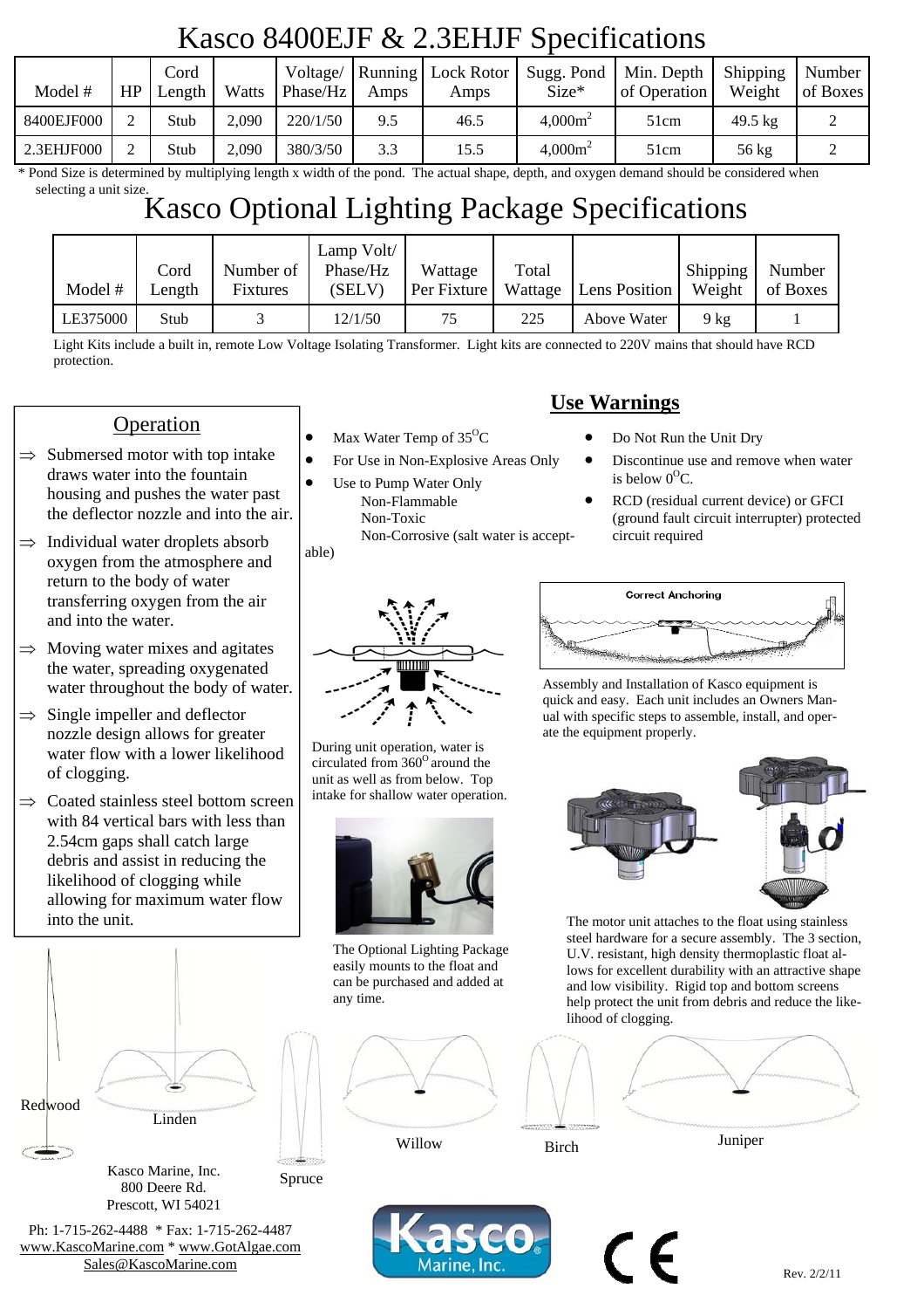# Kasco 8400EJF & 2.3EHJF Specifications

| Model # | HP | Cord Length | Watts | Voltage/ Phase/Hz | Running Amps | Lock Rotor Amps | Sugg. Pond Size* | Min. Depth of Operation | Shipping Weight | Number of Boxes |
|---|---|---|---|---|---|---|---|---|---|---|
| 8400EJF000 | 2 | Stub | 2,090 | 220/1/50 | 9.5 | 46.5 | 4,000m$^2$ | 51cm | 49.5 kg | 2 |
| 2.3EHJF000 | 2 | Stub | 2,090 | 380/3/50 | 3.3 | 15.5 | 4,000m$^2$ | 51cm | 56 kg | 2 |

* Pond Size is determined by multiplying length x width of the pond. The actual shape, depth, and oxygen demand should be considered when selecting a unit size.

# Kasco Optional Lighting Package Specifications

| Model # | Cord Length | Number of Fixtures | Lamp Volt/ Phase/Hz (SELV) | Wattage Per Fixture | Total Wattage | Lens Position | Shipping Weight | Number of Boxes |
|---|---|---|---|---|---|---|---|---|
| LE375000 | Stub | 3 | 12/1/50 | 75 | 225 | Above Water | 9 kg | 1 |

Light Kits include a built in, remote Low Voltage Isolating Transformer. Light kits are connected to 220V mains that should have RCD protection.

## Operation

- ⇒ Submersed motor with top intake draws water into the fountain housing and pushes the water past the deflector nozzle and into the air.
- ⇒ Individual water droplets absorb oxygen from the atmosphere and return to the body of water transferring oxygen from the air and into the water.
- ⇒ Moving water mixes and agitates the water, spreading oxygenated water throughout the body of water.
- ⇒ Single impeller and deflector nozzle design allows for greater water flow with a lower likelihood of clogging.
- ⇒ Coated stainless steel bottom screen with 84 vertical bars with less than 2.54cm gaps shall catch large debris and assist in reducing the likelihood of clogging while allowing for maximum water flow into the unit.

## Use Warnings

- Max Water Temp of 35$^{O}$C
- For Use in Non-Explosive Areas Only
- Use to Pump Water Only
  - Non-Flammable
  - Non-Toxic
  - Non-Corrosive (salt water is acceptable)
- Do Not Run the Unit Dry
- Discontinue use and remove when water is below 0$^{O}$C.
- RCD (residual current device) or GFCI (ground fault circuit interrupter) protected circuit required

During unit operation, water is circulated from 360$^{O}$ around the unit as well as from below. Top intake for shallow water operation.

The Optional Lighting Package easily mounts to the float and can be purchased and added at any time.

Correct Anchoring

Assembly and Installation of Kasco equipment is quick and easy. Each unit includes an Owners Manual with specific steps to assemble, install, and operate the equipment properly.

The motor unit attaches to the float using stainless steel hardware for a secure assembly. The 3 section, U.V. resistant, high density thermoplastic float allows for excellent durability with an attractive shape and low visibility. Rigid top and bottom screens help protect the unit from debris and reduce the likelihood of clogging.

Redwood

Linden

Spruce

Willow

Birch

Juniper

Kasco Marine, Inc.
800 Deere Rd.
Prescott, WI 54021

Ph: 1-715-262-4488 * Fax: 1-715-262-4487
www.KascoMarine.com * www.GotAlgae.com
Sales@KascoMarine.com

Kasco Marine, Inc.

Rev. 2/2/11